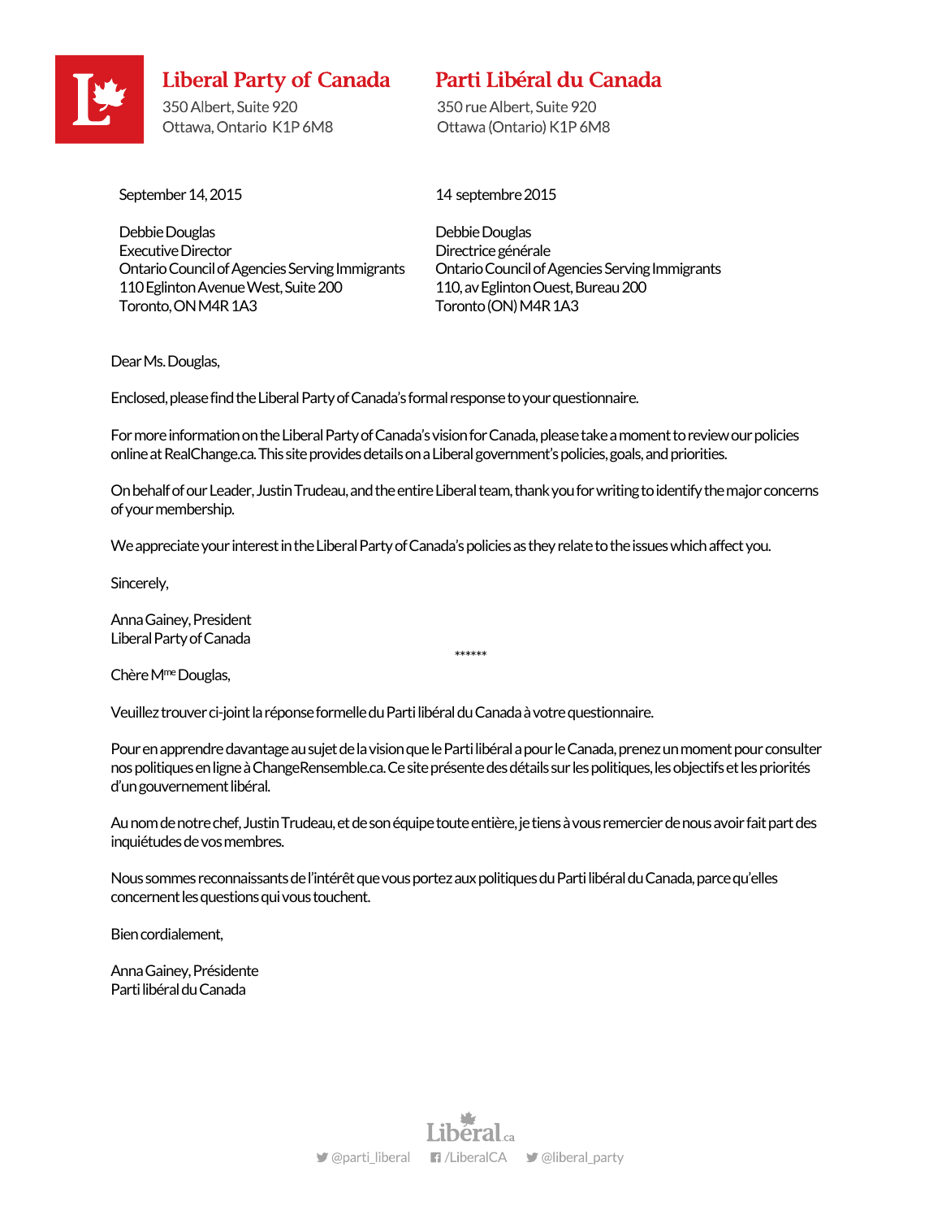**Liberal Party of Canada**
350 Albert, Suite 920
Ottawa, Ontario K1P 6M8

**Parti Libéral du Canada**
350 rue Albert, Suite 920
Ottawa (Ontario) K1P 6M8

September 14, 2015

Debbie Douglas
Executive Director
Ontario Council of Agencies Serving Immigrants
110 Eglinton Avenue West, Suite 200
Toronto, ON M4R 1A3

14 septembre 2015

Debbie Douglas
Directrice générale
Ontario Council of Agencies Serving Immigrants
110, av Eglinton Ouest, Bureau 200
Toronto (ON) M4R 1A3

Dear Ms. Douglas,

Enclosed, please find the Liberal Party of Canada's formal response to your questionnaire.

For more information on the Liberal Party of Canada's vision for Canada, please take a moment to review our policies online at RealChange.ca. This site provides details on a Liberal government's policies, goals, and priorities.

On behalf of our Leader, Justin Trudeau, and the entire Liberal team, thank you for writing to identify the major concerns of your membership.

We appreciate your interest in the Liberal Party of Canada's policies as they relate to the issues which affect you.

Sincerely,

Anna Gainey, President
Liberal Party of Canada

******

Chère M[me] Douglas,

Veuillez trouver ci-joint la réponse formelle du Parti libéral du Canada à votre questionnaire.

Pour en apprendre davantage au sujet de la vision que le Parti libéral a pour le Canada, prenez un moment pour consulter nos politiques en ligne à ChangeRensemble.ca. Ce site présente des détails sur les politiques, les objectifs et les priorités d'un gouvernement libéral.

Au nom de notre chef, Justin Trudeau, et de son équipe toute entière, je tiens à vous remercier de nous avoir fait part des inquiétudes de vos membres.

Nous sommes reconnaissants de l'intérêt que vous portez aux politiques du Parti libéral du Canada, parce qu'elles concernent les questions qui vous touchent.

Bien cordialement,

Anna Gainey, Présidente
Parti libéral du Canada

Libéral.ca
@parti_liberal /LiberalCA @liberal_party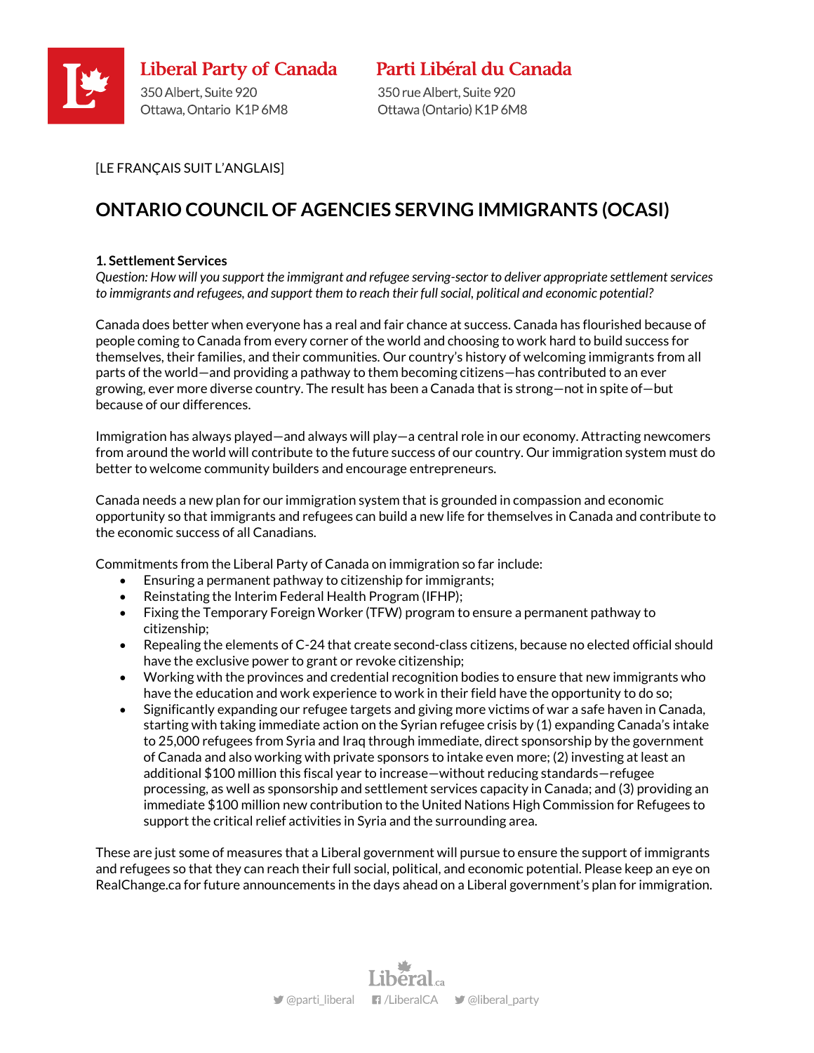Liberal Party of Canada
350 Albert, Suite 920
Ottawa, Ontario K1P 6M8

Parti Libéral du Canada
350 rue Albert, Suite 920
Ottawa (Ontario) K1P 6M8

[LE FRANÇAIS SUIT L'ANGLAIS]

# ONTARIO COUNCIL OF AGENCIES SERVING IMMIGRANTS (OCASI)

**1. Settlement Services**

*Question: How will you support the immigrant and refugee serving-sector to deliver appropriate settlement services to immigrants and refugees, and support them to reach their full social, political and economic potential?*

Canada does better when everyone has a real and fair chance at success. Canada has flourished because of people coming to Canada from every corner of the world and choosing to work hard to build success for themselves, their families, and their communities. Our country's history of welcoming immigrants from all parts of the world—and providing a pathway to them becoming citizens—has contributed to an ever growing, ever more diverse country. The result has been a Canada that is strong—not in spite of—but because of our differences.

Immigration has always played—and always will play—a central role in our economy. Attracting newcomers from around the world will contribute to the future success of our country. Our immigration system must do better to welcome community builders and encourage entrepreneurs.

Canada needs a new plan for our immigration system that is grounded in compassion and economic opportunity so that immigrants and refugees can build a new life for themselves in Canada and contribute to the economic success of all Canadians.

Commitments from the Liberal Party of Canada on immigration so far include:

- Ensuring a permanent pathway to citizenship for immigrants;
- Reinstating the Interim Federal Health Program (IFHP);
- Fixing the Temporary Foreign Worker (TFW) program to ensure a permanent pathway to citizenship;
- Repealing the elements of C-24 that create second-class citizens, because no elected official should have the exclusive power to grant or revoke citizenship;
- Working with the provinces and credential recognition bodies to ensure that new immigrants who have the education and work experience to work in their field have the opportunity to do so;
- Significantly expanding our refugee targets and giving more victims of war a safe haven in Canada, starting with taking immediate action on the Syrian refugee crisis by (1) expanding Canada's intake to 25,000 refugees from Syria and Iraq through immediate, direct sponsorship by the government of Canada and also working with private sponsors to intake even more; (2) investing at least an additional $100 million this fiscal year to increase—without reducing standards—refugee processing, as well as sponsorship and settlement services capacity in Canada; and (3) providing an immediate $100 million new contribution to the United Nations High Commission for Refugees to support the critical relief activities in Syria and the surrounding area.

These are just some of measures that a Liberal government will pursue to ensure the support of immigrants and refugees so that they can reach their full social, political, and economic potential. Please keep an eye on RealChange.ca for future announcements in the days ahead on a Liberal government's plan for immigration.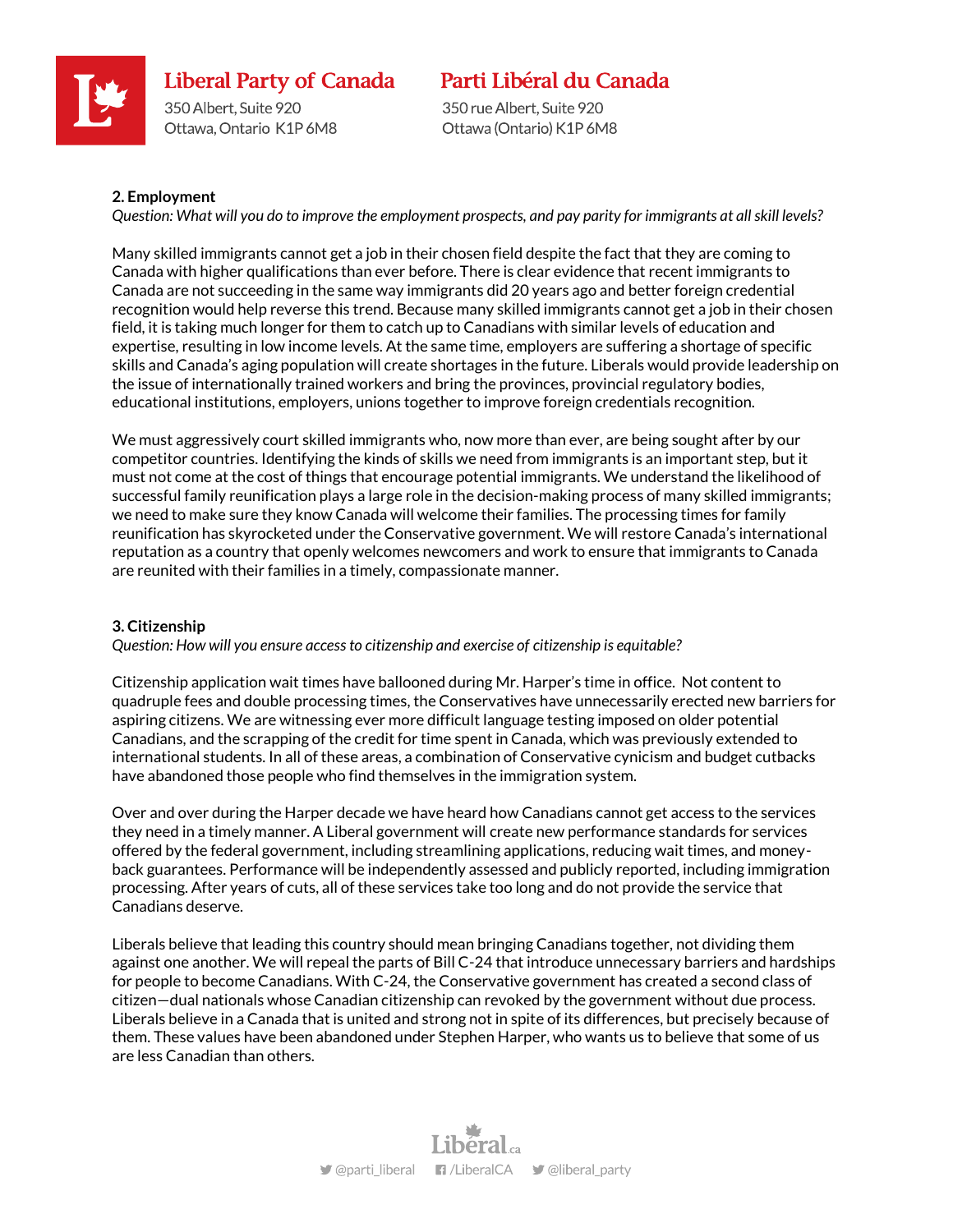### 2. Employment

*Question: What will you do to improve the employment prospects, and pay parity for immigrants at all skill levels?*

Many skilled immigrants cannot get a job in their chosen field despite the fact that they are coming to Canada with higher qualifications than ever before. There is clear evidence that recent immigrants to Canada are not succeeding in the same way immigrants did 20 years ago and better foreign credential recognition would help reverse this trend. Because many skilled immigrants cannot get a job in their chosen field, it is taking much longer for them to catch up to Canadians with similar levels of education and expertise, resulting in low income levels. At the same time, employers are suffering a shortage of specific skills and Canada's aging population will create shortages in the future. Liberals would provide leadership on the issue of internationally trained workers and bring the provinces, provincial regulatory bodies, educational institutions, employers, unions together to improve foreign credentials recognition.

We must aggressively court skilled immigrants who, now more than ever, are being sought after by our competitor countries. Identifying the kinds of skills we need from immigrants is an important step, but it must not come at the cost of things that encourage potential immigrants. We understand the likelihood of successful family reunification plays a large role in the decision-making process of many skilled immigrants; we need to make sure they know Canada will welcome their families. The processing times for family reunification has skyrocketed under the Conservative government. We will restore Canada's international reputation as a country that openly welcomes newcomers and work to ensure that immigrants to Canada are reunited with their families in a timely, compassionate manner.

### 3. Citizenship

*Question: How will you ensure access to citizenship and exercise of citizenship is equitable?*

Citizenship application wait times have ballooned during Mr. Harper's time in office. Not content to quadruple fees and double processing times, the Conservatives have unnecessarily erected new barriers for aspiring citizens. We are witnessing ever more difficult language testing imposed on older potential Canadians, and the scrapping of the credit for time spent in Canada, which was previously extended to international students. In all of these areas, a combination of Conservative cynicism and budget cutbacks have abandoned those people who find themselves in the immigration system.

Over and over during the Harper decade we have heard how Canadians cannot get access to the services they need in a timely manner. A Liberal government will create new performance standards for services offered by the federal government, including streamlining applications, reducing wait times, and money-back guarantees. Performance will be independently assessed and publicly reported, including immigration processing. After years of cuts, all of these services take too long and do not provide the service that Canadians deserve.

Liberals believe that leading this country should mean bringing Canadians together, not dividing them against one another. We will repeal the parts of Bill C-24 that introduce unnecessary barriers and hardships for people to become Canadians. With C-24, the Conservative government has created a second class of citizen—dual nationals whose Canadian citizenship can revoked by the government without due process. Liberals believe in a Canada that is united and strong not in spite of its differences, but precisely because of them. These values have been abandoned under Stephen Harper, who wants us to believe that some of us are less Canadian than others.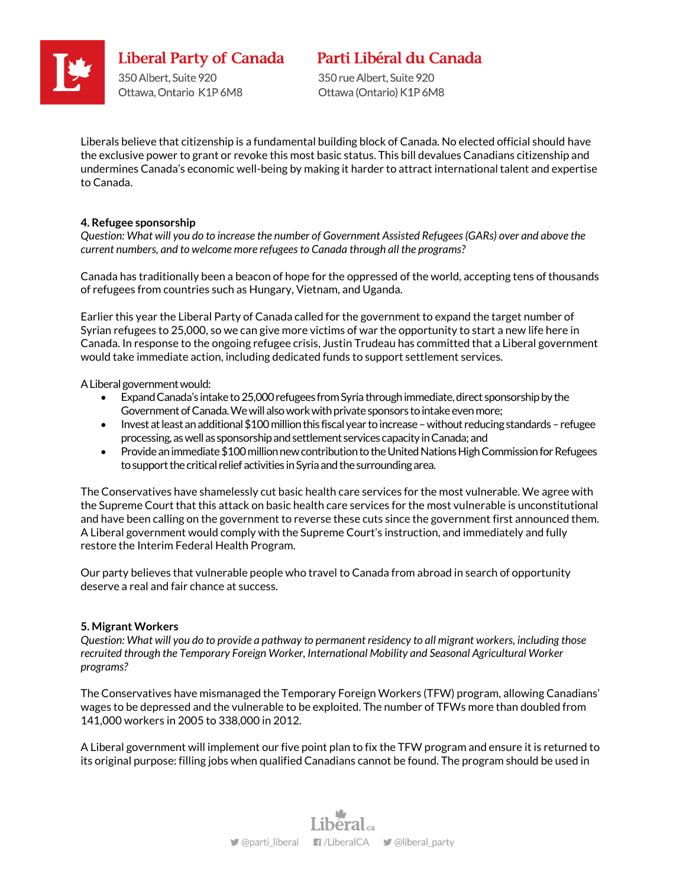Liberals believe that citizenship is a fundamental building block of Canada. No elected official should have the exclusive power to grant or revoke this most basic status. This bill devalues Canadians citizenship and undermines Canada's economic well-being by making it harder to attract international talent and expertise to Canada.

### 4. Refugee sponsorship

*Question: What will you do to increase the number of Government Assisted Refugees (GARs) over and above the current numbers, and to welcome more refugees to Canada through all the programs?*

Canada has traditionally been a beacon of hope for the oppressed of the world, accepting tens of thousands of refugees from countries such as Hungary, Vietnam, and Uganda.

Earlier this year the Liberal Party of Canada called for the government to expand the target number of Syrian refugees to 25,000, so we can give more victims of war the opportunity to start a new life here in Canada. In response to the ongoing refugee crisis, Justin Trudeau has committed that a Liberal government would take immediate action, including dedicated funds to support settlement services.

A Liberal government would:

- Expand Canada's intake to 25,000 refugees from Syria through immediate, direct sponsorship by the Government of Canada. We will also work with private sponsors to intake even more;
- Invest at least an additional $100 million this fiscal year to increase – without reducing standards – refugee processing, as well as sponsorship and settlement services capacity in Canada; and
- Provide an immediate $100 million new contribution to the United Nations High Commission for Refugees to support the critical relief activities in Syria and the surrounding area.

The Conservatives have shamelessly cut basic health care services for the most vulnerable. We agree with the Supreme Court that this attack on basic health care services for the most vulnerable is unconstitutional and have been calling on the government to reverse these cuts since the government first announced them. A Liberal government would comply with the Supreme Court's instruction, and immediately and fully restore the Interim Federal Health Program.

Our party believes that vulnerable people who travel to Canada from abroad in search of opportunity deserve a real and fair chance at success.

### 5. Migrant Workers

*Question: What will you do to provide a pathway to permanent residency to all migrant workers, including those recruited through the Temporary Foreign Worker, International Mobility and Seasonal Agricultural Worker programs?*

The Conservatives have mismanaged the Temporary Foreign Workers (TFW) program, allowing Canadians' wages to be depressed and the vulnerable to be exploited. The number of TFWs more than doubled from 141,000 workers in 2005 to 338,000 in 2012.

A Liberal government will implement our five point plan to fix the TFW program and ensure it is returned to its original purpose: filling jobs when qualified Canadians cannot be found. The program should be used in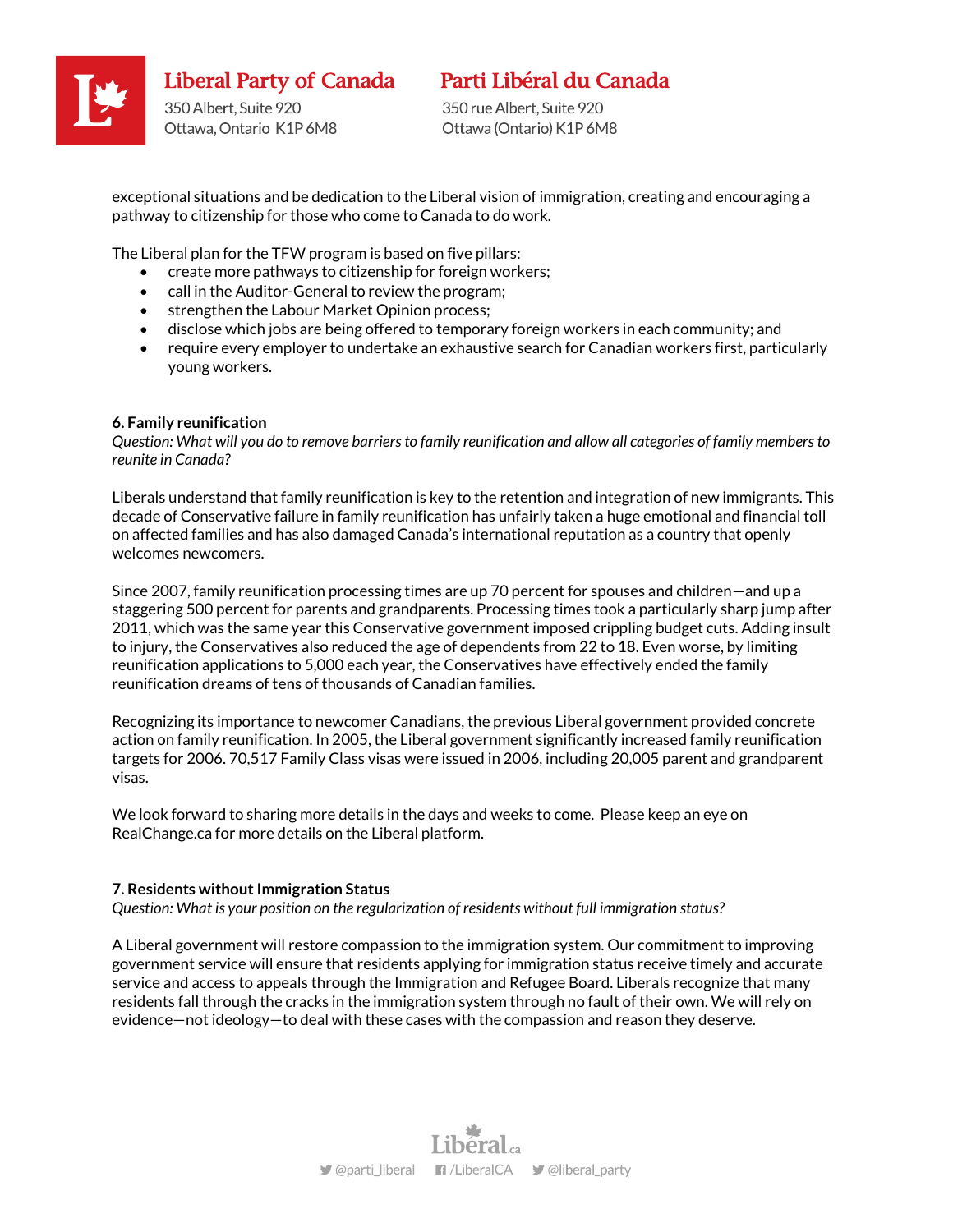exceptional situations and be dedication to the Liberal vision of immigration, creating and encouraging a pathway to citizenship for those who come to Canada to do work.

The Liberal plan for the TFW program is based on five pillars:

- create more pathways to citizenship for foreign workers;
- call in the Auditor-General to review the program;
- strengthen the Labour Market Opinion process;
- disclose which jobs are being offered to temporary foreign workers in each community; and
- require every employer to undertake an exhaustive search for Canadian workers first, particularly young workers.

**6. Family reunification**

*Question: What will you do to remove barriers to family reunification and allow all categories of family members to reunite in Canada?*

Liberals understand that family reunification is key to the retention and integration of new immigrants. This decade of Conservative failure in family reunification has unfairly taken a huge emotional and financial toll on affected families and has also damaged Canada's international reputation as a country that openly welcomes newcomers.

Since 2007, family reunification processing times are up 70 percent for spouses and children—and up a staggering 500 percent for parents and grandparents. Processing times took a particularly sharp jump after 2011, which was the same year this Conservative government imposed crippling budget cuts. Adding insult to injury, the Conservatives also reduced the age of dependents from 22 to 18. Even worse, by limiting reunification applications to 5,000 each year, the Conservatives have effectively ended the family reunification dreams of tens of thousands of Canadian families.

Recognizing its importance to newcomer Canadians, the previous Liberal government provided concrete action on family reunification. In 2005, the Liberal government significantly increased family reunification targets for 2006. 70,517 Family Class visas were issued in 2006, including 20,005 parent and grandparent visas.

We look forward to sharing more details in the days and weeks to come. Please keep an eye on RealChange.ca for more details on the Liberal platform.

**7. Residents without Immigration Status**

*Question: What is your position on the regularization of residents without full immigration status?*

A Liberal government will restore compassion to the immigration system. Our commitment to improving government service will ensure that residents applying for immigration status receive timely and accurate service and access to appeals through the Immigration and Refugee Board. Liberals recognize that many residents fall through the cracks in the immigration system through no fault of their own. We will rely on evidence—not ideology—to deal with these cases with the compassion and reason they deserve.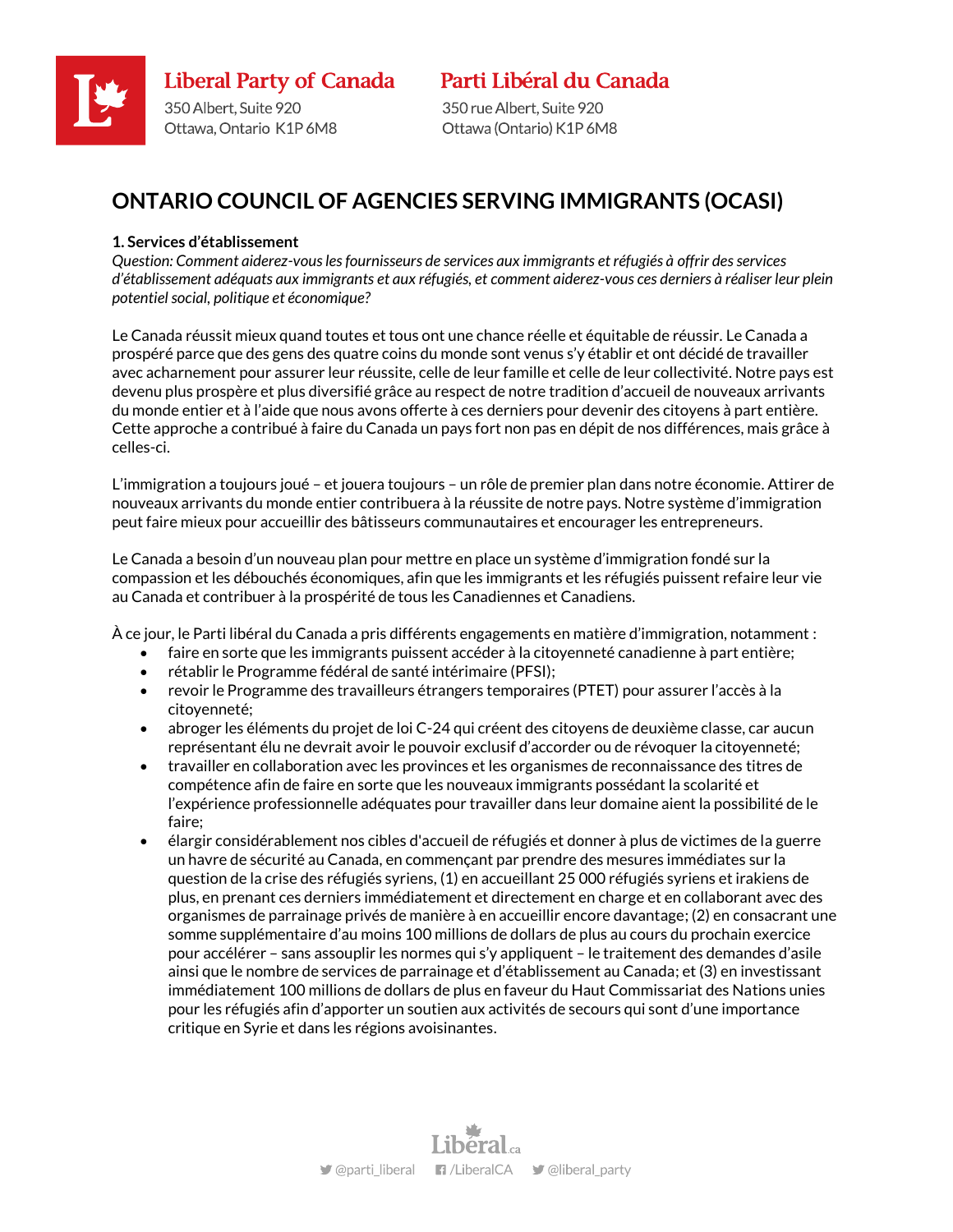# ONTARIO COUNCIL OF AGENCIES SERVING IMMIGRANTS (OCASI)

**1. Services d'établissement**

*Question: Comment aiderez-vous les fournisseurs de services aux immigrants et réfugiés à offrir des services d'établissement adéquats aux immigrants et aux réfugiés, et comment aiderez-vous ces derniers à réaliser leur plein potentiel social, politique et économique?*

Le Canada réussit mieux quand toutes et tous ont une chance réelle et équitable de réussir. Le Canada a prospéré parce que des gens des quatre coins du monde sont venus s'y établir et ont décidé de travailler avec acharnement pour assurer leur réussite, celle de leur famille et celle de leur collectivité. Notre pays est devenu plus prospère et plus diversifié grâce au respect de notre tradition d'accueil de nouveaux arrivants du monde entier et à l'aide que nous avons offerte à ces derniers pour devenir des citoyens à part entière. Cette approche a contribué à faire du Canada un pays fort non pas en dépit de nos différences, mais grâce à celles-ci.

L'immigration a toujours joué – et jouera toujours – un rôle de premier plan dans notre économie. Attirer de nouveaux arrivants du monde entier contribuera à la réussite de notre pays. Notre système d'immigration peut faire mieux pour accueillir des bâtisseurs communautaires et encourager les entrepreneurs.

Le Canada a besoin d'un nouveau plan pour mettre en place un système d'immigration fondé sur la compassion et les débouchés économiques, afin que les immigrants et les réfugiés puissent refaire leur vie au Canada et contribuer à la prospérité de tous les Canadiennes et Canadiens.

À ce jour, le Parti libéral du Canada a pris différents engagements en matière d'immigration, notamment :

- faire en sorte que les immigrants puissent accéder à la citoyenneté canadienne à part entière;
- rétablir le Programme fédéral de santé intérimaire (PFSI);
- revoir le Programme des travailleurs étrangers temporaires (PTET) pour assurer l'accès à la citoyenneté;
- abroger les éléments du projet de loi C-24 qui créent des citoyens de deuxième classe, car aucun représentant élu ne devrait avoir le pouvoir exclusif d'accorder ou de révoquer la citoyenneté;
- travailler en collaboration avec les provinces et les organismes de reconnaissance des titres de compétence afin de faire en sorte que les nouveaux immigrants possédant la scolarité et l'expérience professionnelle adéquates pour travailler dans leur domaine aient la possibilité de le faire;
- élargir considérablement nos cibles d'accueil de réfugiés et donner à plus de victimes de la guerre un havre de sécurité au Canada, en commençant par prendre des mesures immédiates sur la question de la crise des réfugiés syriens, (1) en accueillant 25 000 réfugiés syriens et irakiens de plus, en prenant ces derniers immédiatement et directement en charge et en collaborant avec des organismes de parrainage privés de manière à en accueillir encore davantage; (2) en consacrant une somme supplémentaire d'au moins 100 millions de dollars de plus au cours du prochain exercice pour accélérer – sans assouplir les normes qui s'y appliquent – le traitement des demandes d'asile ainsi que le nombre de services de parrainage et d'établissement au Canada; et (3) en investissant immédiatement 100 millions de dollars de plus en faveur du Haut Commissariat des Nations unies pour les réfugiés afin d'apporter un soutien aux activités de secours qui sont d'une importance critique en Syrie et dans les régions avoisinantes.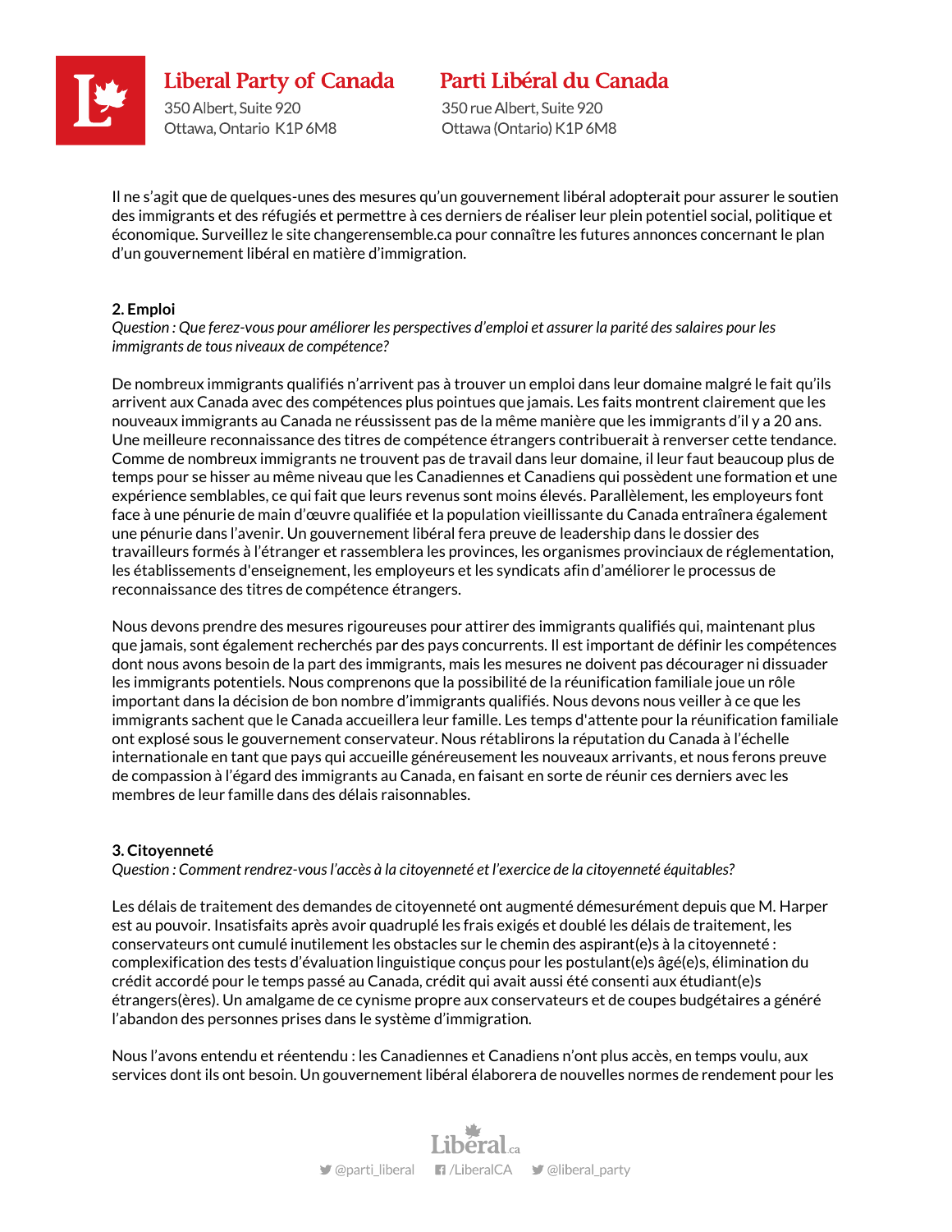Il ne s'agit que de quelques-unes des mesures qu'un gouvernement libéral adopterait pour assurer le soutien des immigrants et des réfugiés et permettre à ces derniers de réaliser leur plein potentiel social, politique et économique. Surveillez le site changerensemble.ca pour connaître les futures annonces concernant le plan d'un gouvernement libéral en matière d'immigration.

**2. Emploi**

*Question : Que ferez-vous pour améliorer les perspectives d'emploi et assurer la parité des salaires pour les immigrants de tous niveaux de compétence?*

De nombreux immigrants qualifiés n'arrivent pas à trouver un emploi dans leur domaine malgré le fait qu'ils arrivent aux Canada avec des compétences plus pointues que jamais. Les faits montrent clairement que les nouveaux immigrants au Canada ne réussissent pas de la même manière que les immigrants d'il y a 20 ans. Une meilleure reconnaissance des titres de compétence étrangers contribuerait à renverser cette tendance. Comme de nombreux immigrants ne trouvent pas de travail dans leur domaine, il leur faut beaucoup plus de temps pour se hisser au même niveau que les Canadiennes et Canadiens qui possèdent une formation et une expérience semblables, ce qui fait que leurs revenus sont moins élevés. Parallèlement, les employeurs font face à une pénurie de main d'œuvre qualifiée et la population vieillissante du Canada entraînera également une pénurie dans l'avenir. Un gouvernement libéral fera preuve de leadership dans le dossier des travailleurs formés à l'étranger et rassemblera les provinces, les organismes provinciaux de réglementation, les établissements d'enseignement, les employeurs et les syndicats afin d'améliorer le processus de reconnaissance des titres de compétence étrangers.

Nous devons prendre des mesures rigoureuses pour attirer des immigrants qualifiés qui, maintenant plus que jamais, sont également recherchés par des pays concurrents. Il est important de définir les compétences dont nous avons besoin de la part des immigrants, mais les mesures ne doivent pas décourager ni dissuader les immigrants potentiels. Nous comprenons que la possibilité de la réunification familiale joue un rôle important dans la décision de bon nombre d'immigrants qualifiés. Nous devons nous veiller à ce que les immigrants sachent que le Canada accueillera leur famille. Les temps d'attente pour la réunification familiale ont explosé sous le gouvernement conservateur. Nous rétablirons la réputation du Canada à l'échelle internationale en tant que pays qui accueille généreusement les nouveaux arrivants, et nous ferons preuve de compassion à l'égard des immigrants au Canada, en faisant en sorte de réunir ces derniers avec les membres de leur famille dans des délais raisonnables.

**3. Citoyenneté**

*Question : Comment rendrez-vous l'accès à la citoyenneté et l'exercice de la citoyenneté équitables?*

Les délais de traitement des demandes de citoyenneté ont augmenté démesurément depuis que M. Harper est au pouvoir. Insatisfaits après avoir quadruplé les frais exigés et doublé les délais de traitement, les conservateurs ont cumulé inutilement les obstacles sur le chemin des aspirant(e)s à la citoyenneté : complexification des tests d'évaluation linguistique conçus pour les postulant(e)s âgé(e)s, élimination du crédit accordé pour le temps passé au Canada, crédit qui avait aussi été consenti aux étudiant(e)s étrangers(ères). Un amalgame de ce cynisme propre aux conservateurs et de coupes budgétaires a généré l'abandon des personnes prises dans le système d'immigration.

Nous l'avons entendu et réentendu : les Canadiennes et Canadiens n'ont plus accès, en temps voulu, aux services dont ils ont besoin. Un gouvernement libéral élaborera de nouvelles normes de rendement pour les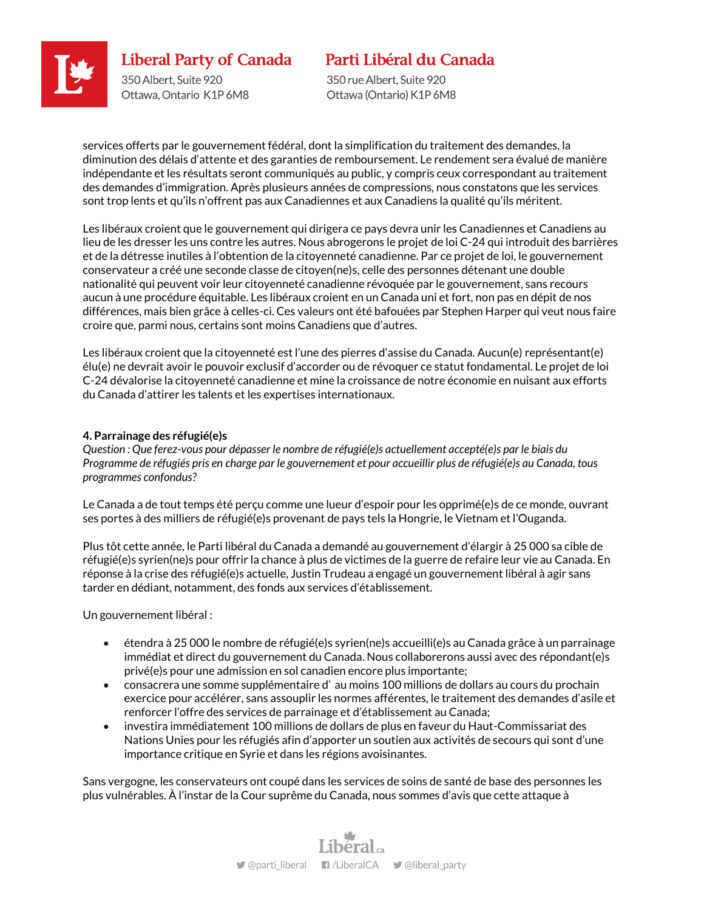services offerts par le gouvernement fédéral, dont la simplification du traitement des demandes, la diminution des délais d'attente et des garanties de remboursement. Le rendement sera évalué de manière indépendante et les résultats seront communiqués au public, y compris ceux correspondant au traitement des demandes d'immigration. Après plusieurs années de compressions, nous constatons que les services sont trop lents et qu'ils n'offrent pas aux Canadiennes et aux Canadiens la qualité qu'ils méritent.

Les libéraux croient que le gouvernement qui dirigera ce pays devra unir les Canadiennes et Canadiens au lieu de les dresser les uns contre les autres. Nous abrogerons le projet de loi C-24 qui introduit des barrières et de la détresse inutiles à l'obtention de la citoyenneté canadienne. Par ce projet de loi, le gouvernement conservateur a créé une seconde classe de citoyen(ne)s, celle des personnes détenant une double nationalité qui peuvent voir leur citoyenneté canadienne révoquée par le gouvernement, sans recours aucun à une procédure équitable. Les libéraux croient en un Canada uni et fort, non pas en dépit de nos différences, mais bien grâce à celles-ci. Ces valeurs ont été bafouées par Stephen Harper qui veut nous faire croire que, parmi nous, certains sont moins Canadiens que d'autres.

Les libéraux croient que la citoyenneté est l'une des pierres d'assise du Canada. Aucun(e) représentant(e) élu(e) ne devrait avoir le pouvoir exclusif d'accorder ou de révoquer ce statut fondamental. Le projet de loi C-24 dévalorise la citoyenneté canadienne et mine la croissance de notre économie en nuisant aux efforts du Canada d'attirer les talents et les expertises internationaux.

**4. Parrainage des réfugié(e)s**

*Question : Que ferez-vous pour dépasser le nombre de réfugié(e)s actuellement accepté(e)s par le biais du Programme de réfugiés pris en charge par le gouvernement et pour accueillir plus de réfugié(e)s au Canada, tous programmes confondus?*

Le Canada a de tout temps été perçu comme une lueur d'espoir pour les opprimé(e)s de ce monde, ouvrant ses portes à des milliers de réfugié(e)s provenant de pays tels la Hongrie, le Vietnam et l'Ouganda.

Plus tôt cette année, le Parti libéral du Canada a demandé au gouvernement d'élargir à 25 000 sa cible de réfugié(e)s syrien(ne)s pour offrir la chance à plus de victimes de la guerre de refaire leur vie au Canada. En réponse à la crise des réfugié(e)s actuelle, Justin Trudeau a engagé un gouvernement libéral à agir sans tarder en dédiant, notamment, des fonds aux services d'établissement.

Un gouvernement libéral :

- étendra à 25 000 le nombre de réfugié(e)s syrien(ne)s accueilli(e)s au Canada grâce à un parrainage immédiat et direct du gouvernement du Canada. Nous collaborerons aussi avec des répondant(e)s privé(e)s pour une admission en sol canadien encore plus importante;
- consacrera une somme supplémentaire d' au moins 100 millions de dollars au cours du prochain exercice pour accélérer, sans assouplir les normes afférentes, le traitement des demandes d'asile et renforcer l'offre des services de parrainage et d'établissement au Canada;
- investira immédiatement 100 millions de dollars de plus en faveur du Haut-Commissariat des Nations Unies pour les réfugiés afin d'apporter un soutien aux activités de secours qui sont d'une importance critique en Syrie et dans les régions avoisinantes.

Sans vergogne, les conservateurs ont coupé dans les services de soins de santé de base des personnes les plus vulnérables. À l'instar de la Cour suprême du Canada, nous sommes d'avis que cette attaque à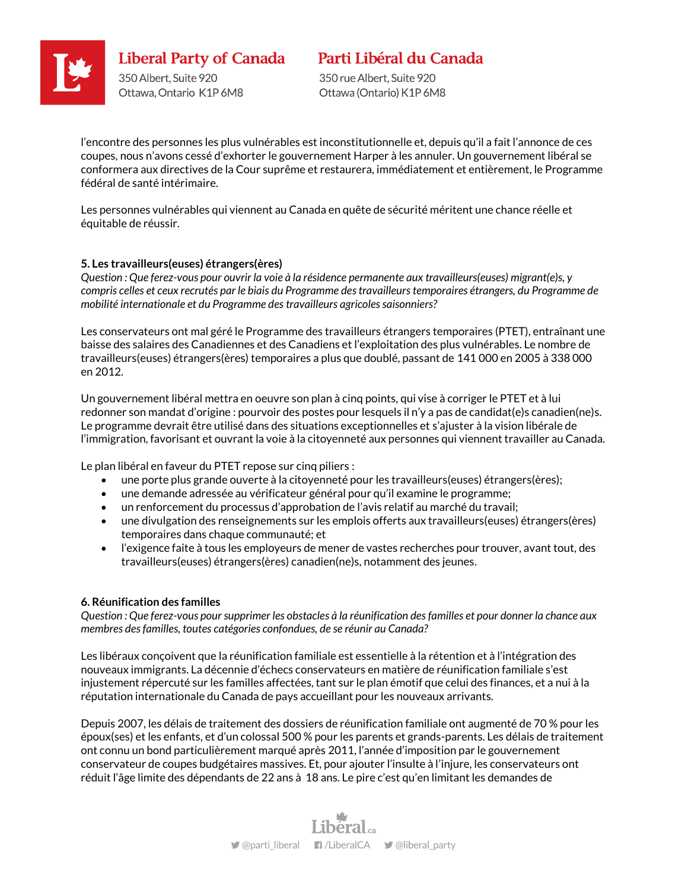l'encontre des personnes les plus vulnérables est inconstitutionnelle et, depuis qu'il a fait l'annonce de ces coupes, nous n'avons cessé d'exhorter le gouvernement Harper à les annuler. Un gouvernement libéral se conformera aux directives de la Cour suprême et restaurera, immédiatement et entièrement, le Programme fédéral de santé intérimaire.

Les personnes vulnérables qui viennent au Canada en quête de sécurité méritent une chance réelle et équitable de réussir.

**5. Les travailleurs(euses) étrangers(ères)**

*Question : Que ferez-vous pour ouvrir la voie à la résidence permanente aux travailleurs(euses) migrant(e)s, y compris celles et ceux recrutés par le biais du Programme des travailleurs temporaires étrangers, du Programme de mobilité internationale et du Programme des travailleurs agricoles saisonniers?*

Les conservateurs ont mal géré le Programme des travailleurs étrangers temporaires (PTET), entraînant une baisse des salaires des Canadiennes et des Canadiens et l'exploitation des plus vulnérables. Le nombre de travailleurs(euses) étrangers(ères) temporaires a plus que doublé, passant de 141 000 en 2005 à 338 000 en 2012.

Un gouvernement libéral mettra en oeuvre son plan à cinq points, qui vise à corriger le PTET et à lui redonner son mandat d'origine : pourvoir des postes pour lesquels il n'y a pas de candidat(e)s canadien(ne)s. Le programme devrait être utilisé dans des situations exceptionnelles et s'ajuster à la vision libérale de l'immigration, favorisant et ouvrant la voie à la citoyenneté aux personnes qui viennent travailler au Canada.

Le plan libéral en faveur du PTET repose sur cinq piliers :

- une porte plus grande ouverte à la citoyenneté pour les travailleurs(euses) étrangers(ères);
- une demande adressée au vérificateur général pour qu'il examine le programme;
- un renforcement du processus d'approbation de l'avis relatif au marché du travail;
- une divulgation des renseignements sur les emplois offerts aux travailleurs(euses) étrangers(ères) temporaires dans chaque communauté; et
- l'exigence faite à tous les employeurs de mener de vastes recherches pour trouver, avant tout, des travailleurs(euses) étrangers(ères) canadien(ne)s, notamment des jeunes.

**6. Réunification des familles**

*Question : Que ferez-vous pour supprimer les obstacles à la réunification des familles et pour donner la chance aux membres des familles, toutes catégories confondues, de se réunir au Canada?*

Les libéraux conçoivent que la réunification familiale est essentielle à la rétention et à l'intégration des nouveaux immigrants. La décennie d'échecs conservateurs en matière de réunification familiale s'est injustement répercuté sur les familles affectées, tant sur le plan émotif que celui des finances, et a nui à la réputation internationale du Canada de pays accueillant pour les nouveaux arrivants.

Depuis 2007, les délais de traitement des dossiers de réunification familiale ont augmenté de 70 % pour les époux(ses) et les enfants, et d'un colossal 500 % pour les parents et grands-parents. Les délais de traitement ont connu un bond particulièrement marqué après 2011, l'année d'imposition par le gouvernement conservateur de coupes budgétaires massives. Et, pour ajouter l'insulte à l'injure, les conservateurs ont réduit l'âge limite des dépendants de 22 ans à 18 ans. Le pire c'est qu'en limitant les demandes de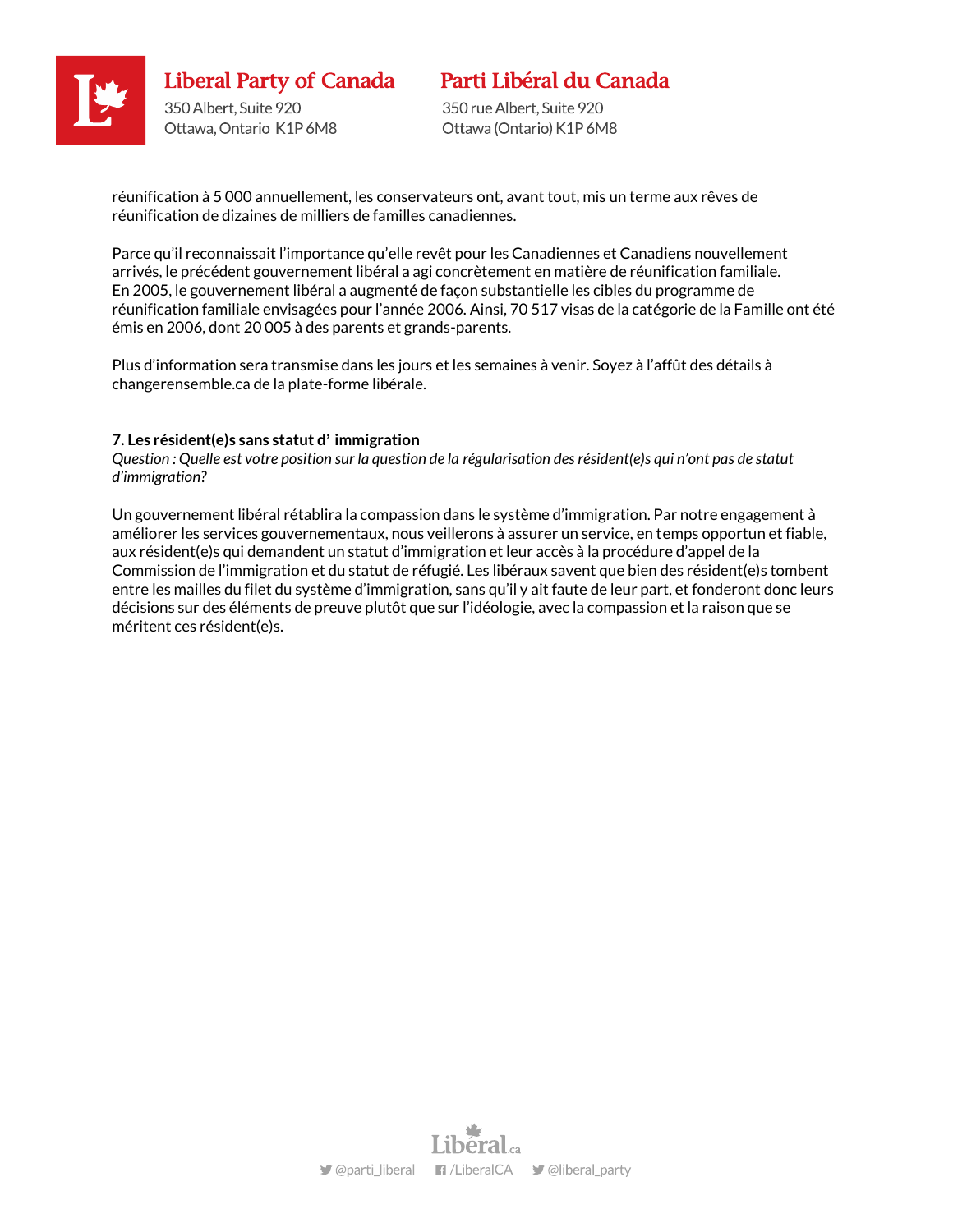réunification à 5 000 annuellement, les conservateurs ont, avant tout, mis un terme aux rêves de réunification de dizaines de milliers de familles canadiennes.

Parce qu'il reconnaissait l'importance qu'elle revêt pour les Canadiennes et Canadiens nouvellement arrivés, le précédent gouvernement libéral a agi concrètement en matière de réunification familiale. En 2005, le gouvernement libéral a augmenté de façon substantielle les cibles du programme de réunification familiale envisagées pour l'année 2006. Ainsi, 70 517 visas de la catégorie de la Famille ont été émis en 2006, dont 20 005 à des parents et grands-parents.

Plus d'information sera transmise dans les jours et les semaines à venir. Soyez à l'affût des détails à changerensemble.ca de la plate-forme libérale.

**7. Les résident(e)s sans statut d' immigration**

*Question : Quelle est votre position sur la question de la régularisation des résident(e)s qui n'ont pas de statut d'immigration?*

Un gouvernement libéral rétablira la compassion dans le système d'immigration. Par notre engagement à améliorer les services gouvernementaux, nous veillerons à assurer un service, en temps opportun et fiable, aux résident(e)s qui demandent un statut d'immigration et leur accès à la procédure d'appel de la Commission de l'immigration et du statut de réfugié. Les libéraux savent que bien des résident(e)s tombent entre les mailles du filet du système d'immigration, sans qu'il y ait faute de leur part, et fonderont donc leurs décisions sur des éléments de preuve plutôt que sur l'idéologie, avec la compassion et la raison que se méritent ces résident(e)s.